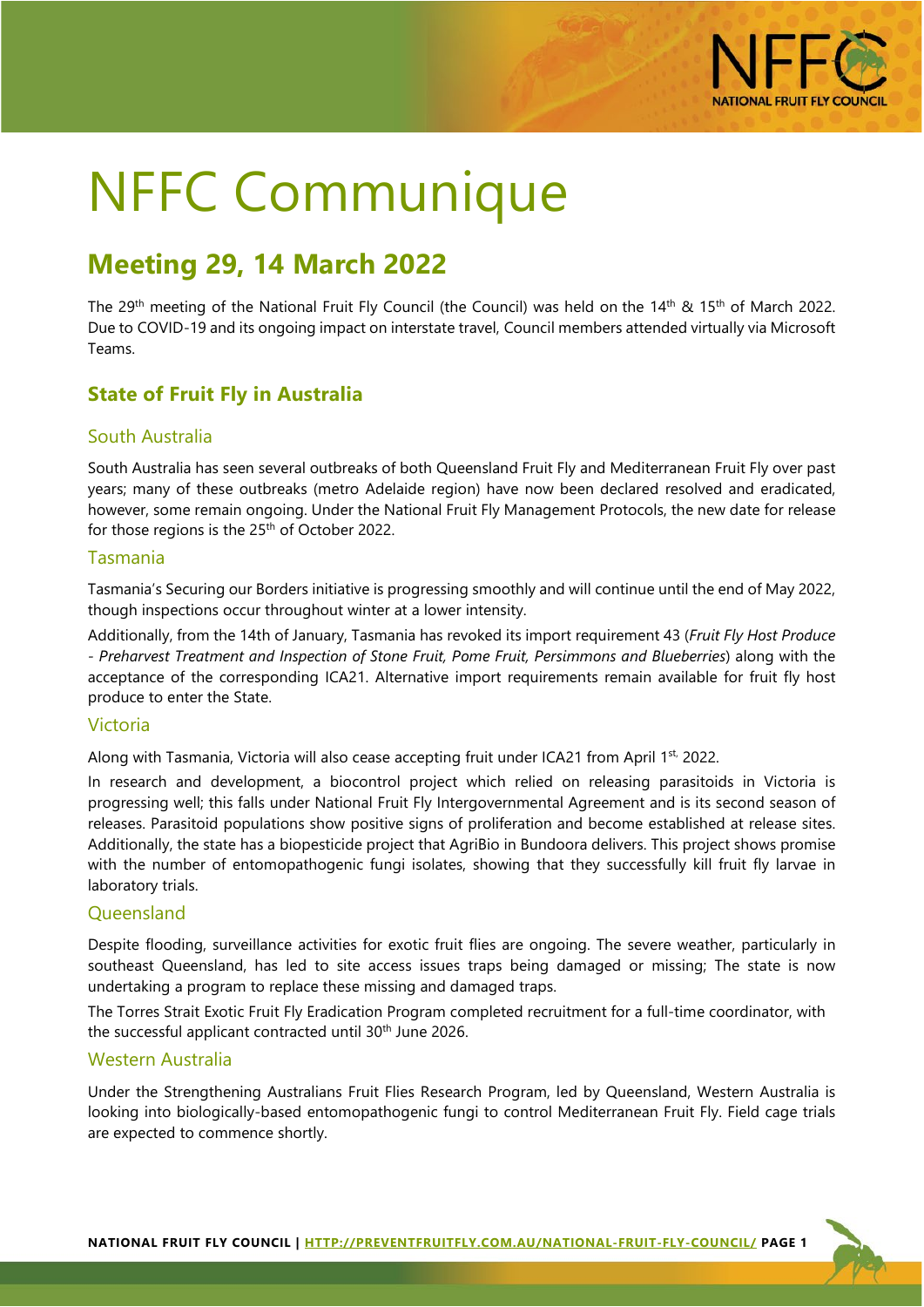# NFFC Communique

## Meeting 29, 14 March 2022

The 29th meeting of the National Fruit Fly Council (the Council) was held on the 14th & 15th of March 2022. Due to COVID-19 and its ongoing impact on interstate travel, Council members attended virtually via Microsoft Teams.

### State of Fruit Fly in Australia

#### South Australia

South Australia has seen several outbreaks of both Queensland Fruit Fly and Mediterranean Fruit Fly over past years; many of these outbreaks (metro Adelaide region) have now been declared resolved and eradicated, however, some remain ongoing. Under the National Fruit Fly Management Protocols, the new date for release for those regions is the 25th of October 2022.

#### Tasmania

Tasmania's Securing our Borders initiative is progressing smoothly and will continue until the end of May 2022, though inspections occur throughout winter at a lower intensity.

Additionally, from the 14th of January, Tasmania has revoked its import requirement 43 (*Fruit Fly Host Produce - Preharvest Treatment and Inspection of Stone Fruit, Pome Fruit, Persimmons and Blueberries*) along with the acceptance of the corresponding ICA21. Alternative import requirements remain available for fruit fly host produce to enter the State.

#### Victoria

Along with Tasmania, Victoria will also cease accepting fruit under ICA21 from April 1st, 2022.

In research and development, a biocontrol project which relied on releasing parasitoids in Victoria is progressing well; this falls under National Fruit Fly Intergovernmental Agreement and is its second season of releases. Parasitoid populations show positive signs of proliferation and become established at release sites. Additionally, the state has a biopesticide project that AgriBio in Bundoora delivers. This project shows promise with the number of entomopathogenic fungi isolates, showing that they successfully kill fruit fly larvae in laboratory trials.

#### Queensland

Despite flooding, surveillance activities for exotic fruit flies are ongoing. The severe weather, particularly in southeast Queensland, has led to site access issues traps being damaged or missing; The state is now undertaking a program to replace these missing and damaged traps.

The Torres Strait Exotic Fruit Fly Eradication Program completed recruitment for a full-time coordinator, with the successful applicant contracted until 30th June 2026.

#### Western Australia

Under the Strengthening Australians Fruit Flies Research Program, led by Queensland, Western Australia is looking into biologically-based entomopathogenic fungi to control Mediterranean Fruit Fly. Field cage trials are expected to commence shortly.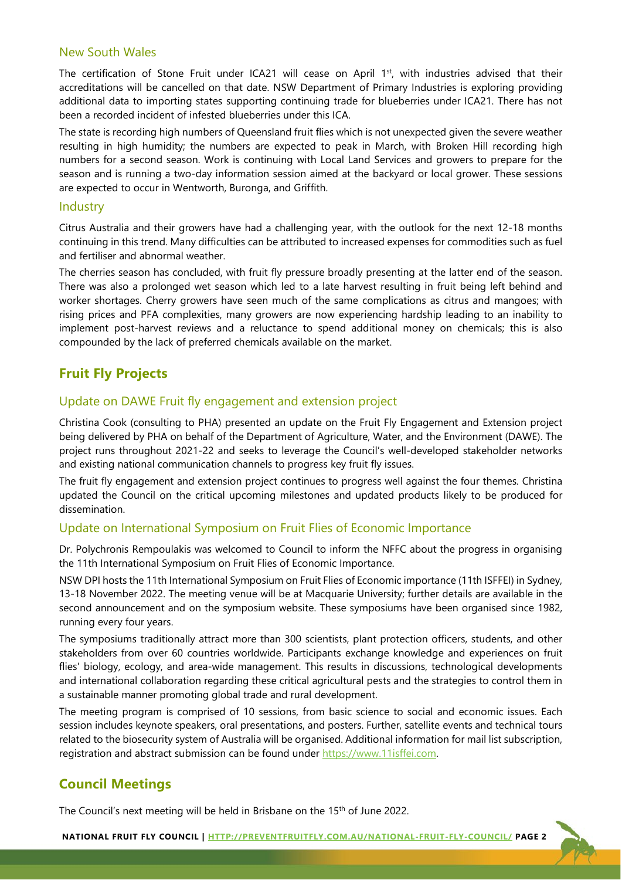### New South Wales

The certification of Stone Fruit under ICA21 will cease on April 1st, with industries advised that their accreditations will be cancelled on that date. NSW Department of Primary Industries is exploring providing additional data to importing states supporting continuing trade for blueberries under ICA21. There has not been a recorded incident of infested blueberries under this ICA.

The state is recording high numbers of Queensland fruit flies which is not unexpected given the severe weather resulting in high humidity; the numbers are expected to peak in March, with Broken Hill recording high numbers for a second season. Work is continuing with Local Land Services and growers to prepare for the season and is running a two-day information session aimed at the backyard or local grower. These sessions are expected to occur in Wentworth, Buronga, and Griffith.

### Industry

Citrus Australia and their growers have had a challenging year, with the outlook for the next 12-18 months continuing in this trend. Many difficulties can be attributed to increased expenses for commodities such as fuel and fertiliser and abnormal weather.

The cherries season has concluded, with fruit fly pressure broadly presenting at the latter end of the season. There was also a prolonged wet season which led to a late harvest resulting in fruit being left behind and worker shortages. Cherry growers have seen much of the same complications as citrus and mangoes; with rising prices and PFA complexities, many growers are now experiencing hardship leading to an inability to implement post-harvest reviews and a reluctance to spend additional money on chemicals; this is also compounded by the lack of preferred chemicals available on the market.

## Fruit Fly Projects

### Update on DAWE Fruit fly engagement and extension project

Christina Cook (consulting to PHA) presented an update on the Fruit Fly Engagement and Extension project being delivered by PHA on behalf of the Department of Agriculture, Water, and the Environment (DAWE). The project runs throughout 2021-22 and seeks to leverage the Council's well-developed stakeholder networks and existing national communication channels to progress key fruit fly issues.

The fruit fly engagement and extension project continues to progress well against the four themes. Christina updated the Council on the critical upcoming milestones and updated products likely to be produced for dissemination.

### Update on International Symposium on Fruit Flies of Economic Importance

Dr. Polychronis Rempoulakis was welcomed to Council to inform the NFFC about the progress in organising the 11th International Symposium on Fruit Flies of Economic Importance.

NSW DPI hosts the 11th International Symposium on Fruit Flies of Economic importance (11th ISFFEI) in Sydney, 13-18 November 2022. The meeting venue will be at Macquarie University; further details are available in the second announcement and on the symposium website. These symposiums have been organised since 1982, running every four years.

The symposiums traditionally attract more than 300 scientists, plant protection officers, students, and other stakeholders from over 60 countries worldwide. Participants exchange knowledge and experiences on fruit flies' biology, ecology, and area-wide management. This results in discussions, technological developments and international collaboration regarding these critical agricultural pests and the strategies to control them in a sustainable manner promoting global trade and rural development.

The meeting program is comprised of 10 sessions, from basic science to social and economic issues. Each session includes keynote speakers, oral presentations, and posters. Further, satellite events and technical tours related to the biosecurity system of Australia will be organised. Additional information for mail list subscription, registration and abstract submission can be found under https://www.11isffei.com.

## Council Meetings

The Council's next meeting will be held in Brisbane on the 15th of June 2022.